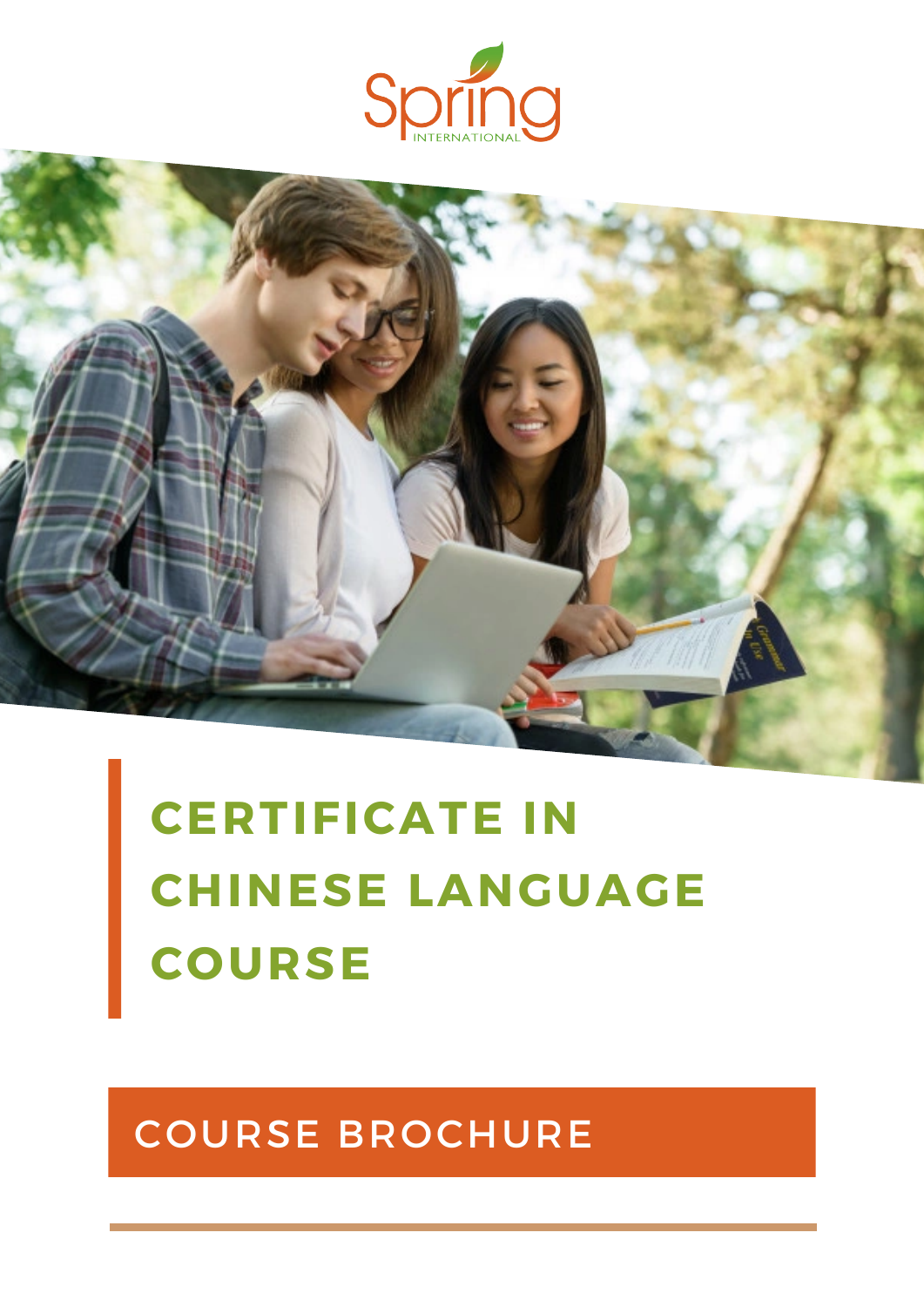Spring
INTERNATIONAL

# CERTIFICATE IN CHINESE LANGUAGE COURSE

## COURSE BROCHURE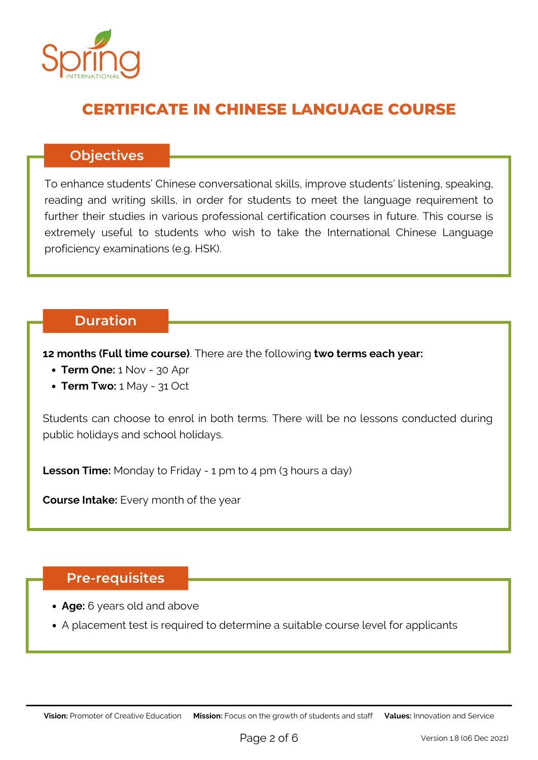# CERTIFICATE IN CHINESE LANGUAGE COURSE

## Objectives

To enhance students' Chinese conversational skills, improve students' listening, speaking, reading and writing skills, in order for students to meet the language requirement to further their studies in various professional certification courses in future. This course is extremely useful to students who wish to take the International Chinese Language proficiency examinations (e.g. HSK).

## Duration

**12 months (Full time course)**. There are the following **two terms each year:**

- **Term One:** 1 Nov - 30 Apr
- **Term Two:** 1 May - 31 Oct

Students can choose to enrol in both terms. There will be no lessons conducted during public holidays and school holidays.

**Lesson Time:** Monday to Friday - 1 pm to 4 pm (3 hours a day)

**Course Intake:** Every month of the year

## Pre-requisites

- **Age:** 6 years old and above
- A placement test is required to determine a suitable course level for applicants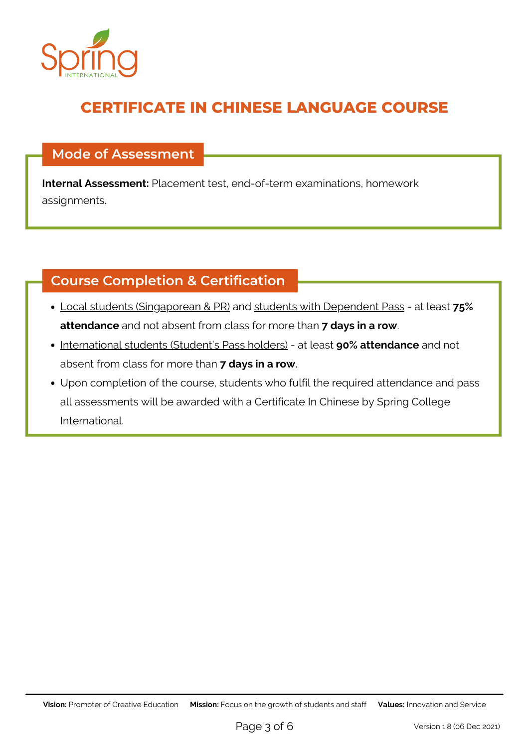# CERTIFICATE IN CHINESE LANGUAGE COURSE

## Mode of Assessment

**Internal Assessment:** Placement test, end-of-term examinations, homework assignments.

## Course Completion & Certification

- Local students (Singaporean & PR) and students with Dependent Pass - at least **75% attendance** and not absent from class for more than **7 days in a row**.
- International students (Student's Pass holders) - at least **90% attendance** and not absent from class for more than **7 days in a row**.
- Upon completion of the course, students who fulfil the required attendance and pass all assessments will be awarded with a Certificate In Chinese by Spring College International.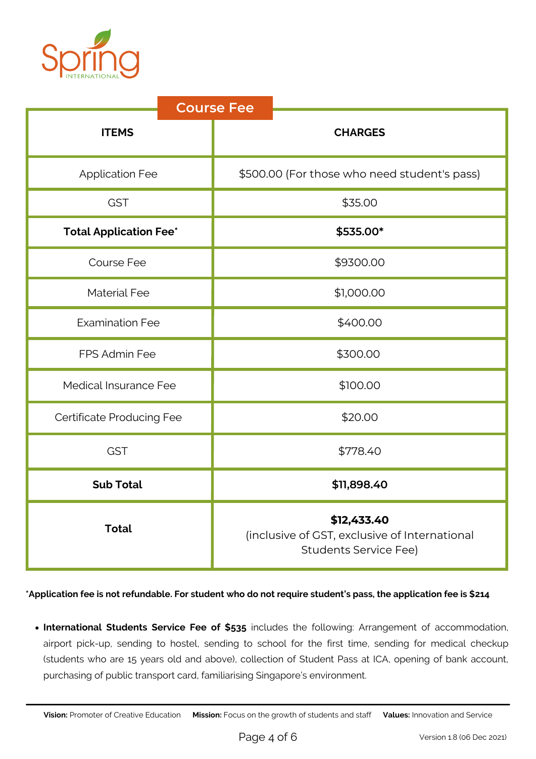## Course Fee

| ITEMS | CHARGES |
|---|---|
| Application Fee | $500.00 (For those who need student's pass) |
| GST | $35.00 |
| **Total Application Fee*** | **$535.00*** |
| Course Fee | $9300.00 |
| Material Fee | $1,000.00 |
| Examination Fee | $400.00 |
| FPS Admin Fee | $300.00 |
| Medical Insurance Fee | $100.00 |
| Certificate Producing Fee | $20.00 |
| GST | $778.40 |
| **Sub Total** | **$11,898.40** |
| **Total** | **$12,433.40** (inclusive of GST, exclusive of International Students Service Fee) |

***Application fee is not refundable. For student who do not require student's pass, the application fee is $214**

- **International Students Service Fee of $535** includes the following: Arrangement of accommodation, airport pick-up, sending to hostel, sending to school for the first time, sending for medical checkup (students who are 15 years old and above), collection of Student Pass at ICA, opening of bank account, purchasing of public transport card, familiarising Singapore's environment.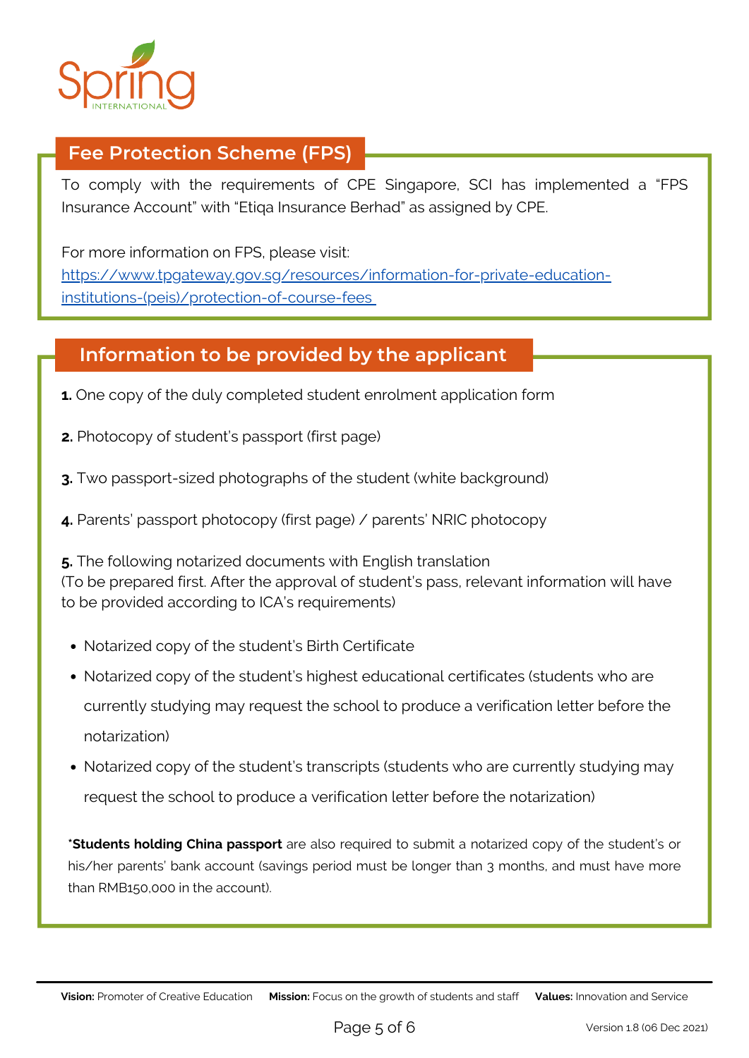## Fee Protection Scheme (FPS)

To comply with the requirements of CPE Singapore, SCI has implemented a "FPS Insurance Account" with "Etiqa Insurance Berhad" as assigned by CPE.

For more information on FPS, please visit:
https://www.tpgateway.gov.sg/resources/information-for-private-education-institutions-(peis)/protection-of-course-fees

## Information to be provided by the applicant

**1.** One copy of the duly completed student enrolment application form

**2.** Photocopy of student's passport (first page)

**3.** Two passport-sized photographs of the student (white background)

**4.** Parents' passport photocopy (first page) / parents' NRIC photocopy

**5.** The following notarized documents with English translation
(To be prepared first. After the approval of student's pass, relevant information will have to be provided according to ICA's requirements)

- Notarized copy of the student's Birth Certificate
- Notarized copy of the student's highest educational certificates (students who are currently studying may request the school to produce a verification letter before the notarization)
- Notarized copy of the student's transcripts (students who are currently studying may request the school to produce a verification letter before the notarization)

*__Students holding China passport__ are also required to submit a notarized copy of the student's or his/her parents' bank account (savings period must be longer than 3 months, and must have more than RMB150,000 in the account).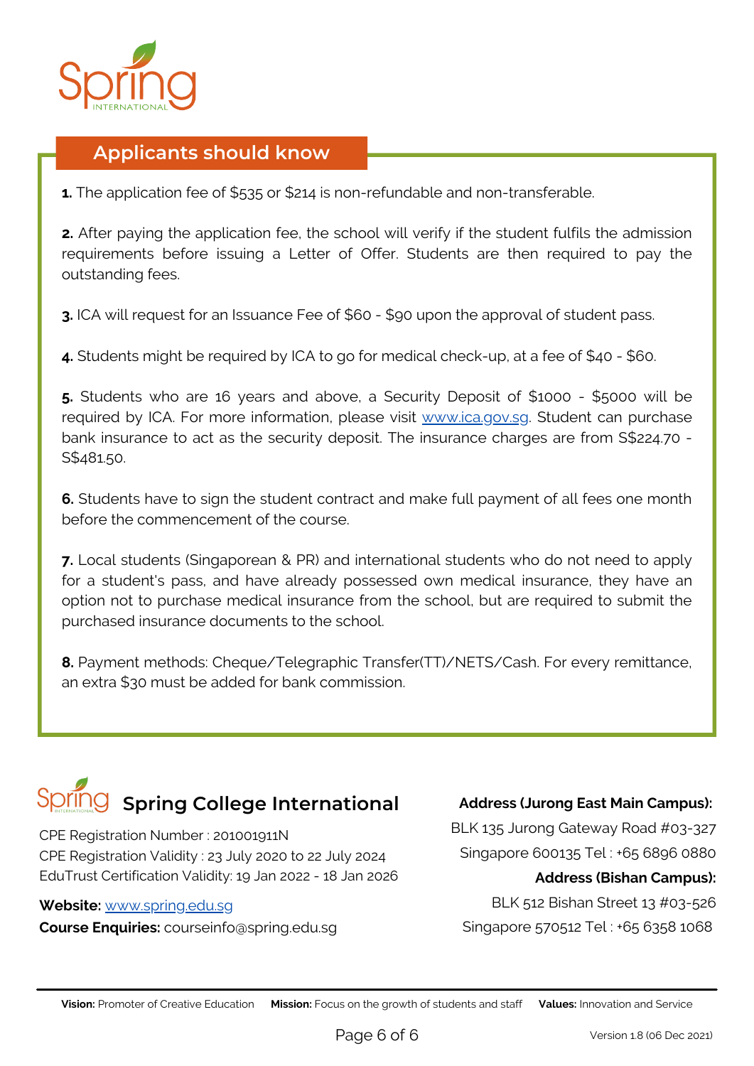## Applicants should know

**1.** The application fee of $535 or $214 is non-refundable and non-transferable.

**2.** After paying the application fee, the school will verify if the student fulfils the admission requirements before issuing a Letter of Offer. Students are then required to pay the outstanding fees.

**3.** ICA will request for an Issuance Fee of $60 - $90 upon the approval of student pass.

**4.** Students might be required by ICA to go for medical check-up, at a fee of $40 - $60.

**5.** Students who are 16 years and above, a Security Deposit of $1000 - $5000 will be required by ICA. For more information, please visit www.ica.gov.sg. Student can purchase bank insurance to act as the security deposit. The insurance charges are from S$224.70 - S$481.50.

**6.** Students have to sign the student contract and make full payment of all fees one month before the commencement of the course.

**7.** Local students (Singaporean & PR) and international students who do not need to apply for a student's pass, and have already possessed own medical insurance, they have an option not to purchase medical insurance from the school, but are required to submit the purchased insurance documents to the school.

**8.** Payment methods: Cheque/Telegraphic Transfer(TT)/NETS/Cash. For every remittance, an extra $30 must be added for bank commission.

### Spring College International

CPE Registration Number : 201001911N
CPE Registration Validity : 23 July 2020 to 22 July 2024
EduTrust Certification Validity: 19 Jan 2022 - 18 Jan 2026

**Website:** www.spring.edu.sg
**Course Enquiries:** courseinfo@spring.edu.sg

**Address (Jurong East Main Campus):**
BLK 135 Jurong Gateway Road #03-327
Singapore 600135 Tel : +65 6896 0880

**Address (Bishan Campus):**
BLK 512 Bishan Street 13 #03-526
Singapore 570512 Tel : +65 6358 1068

**Vision:** Promoter of Creative Education **Mission:** Focus on the growth of students and staff **Values:** Innovation and Service

Version 1.8 (06 Dec 2021)